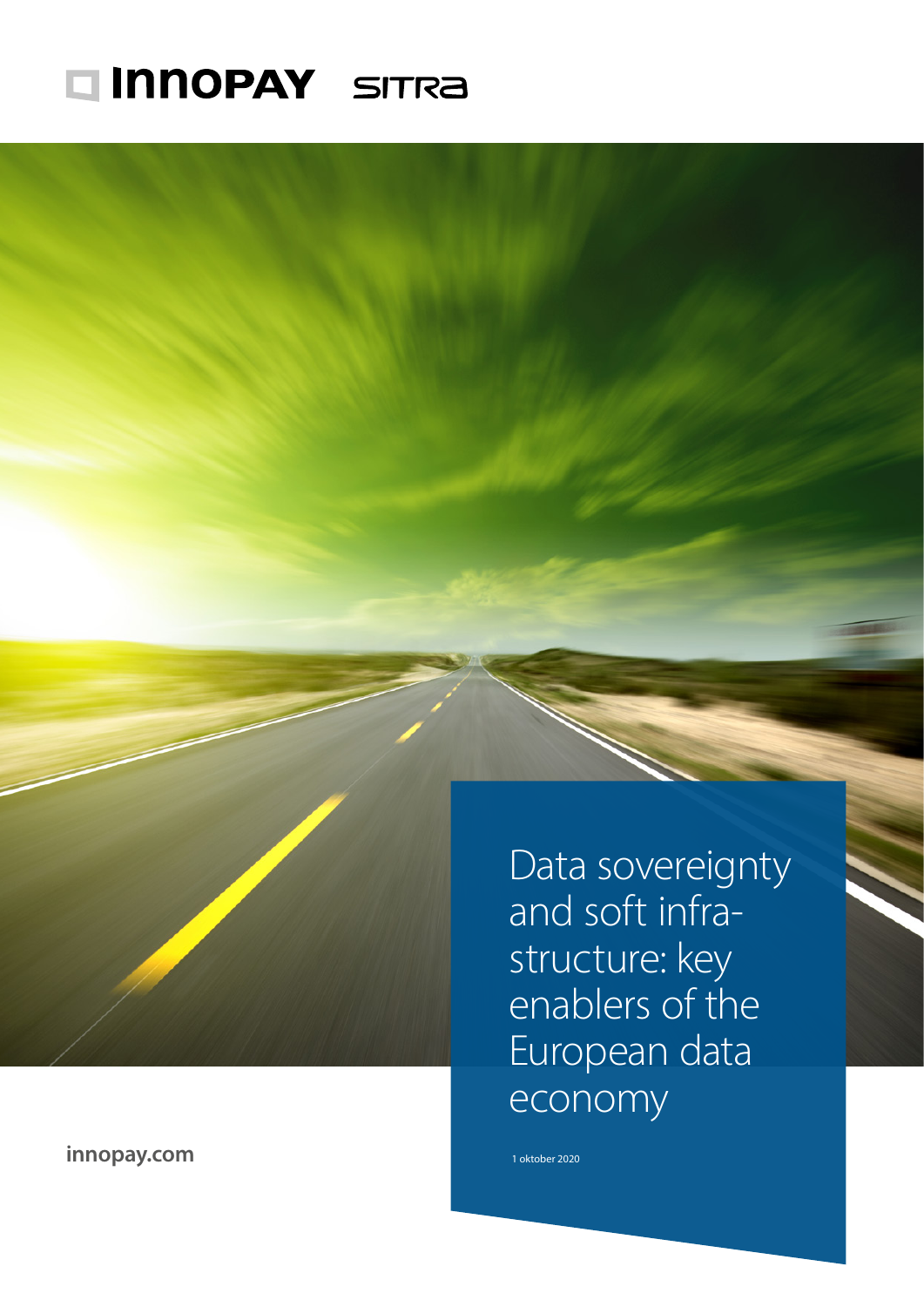INNOPAY SITRA

# Data sovereignty and soft infrastructure: key enablers of the European data economy

1 oktober 2020

innopay.com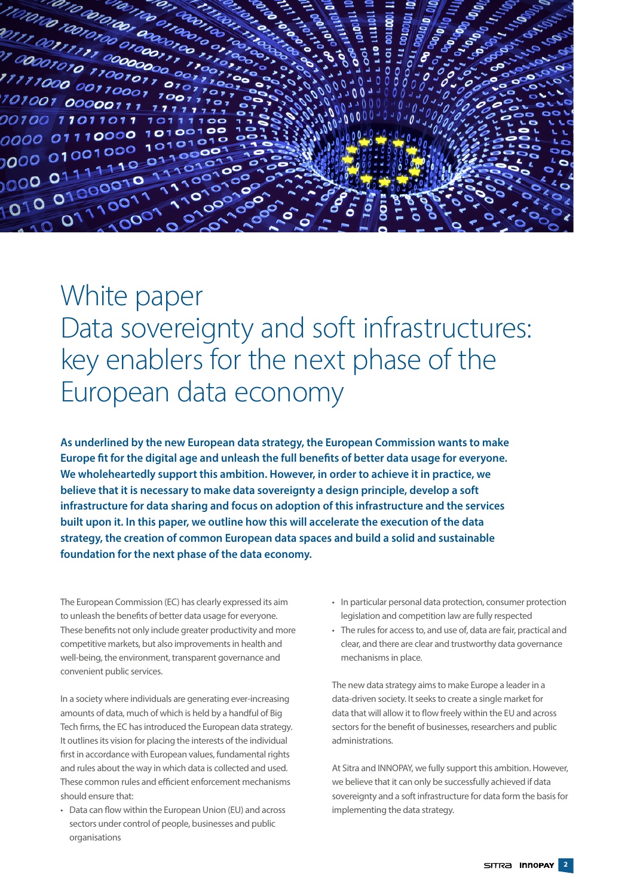# White paper

# Data sovereignty and soft infrastructures: key enablers for the next phase of the European data economy

**As underlined by the new European data strategy, the European Commission wants to make Europe fit for the digital age and unleash the full benefits of better data usage for everyone. We wholeheartedly support this ambition. However, in order to achieve it in practice, we believe that it is necessary to make data sovereignty a design principle, develop a soft infrastructure for data sharing and focus on adoption of this infrastructure and the services built upon it. In this paper, we outline how this will accelerate the execution of the data strategy, the creation of common European data spaces and build a solid and sustainable foundation for the next phase of the data economy.**

The European Commission (EC) has clearly expressed its aim to unleash the benefits of better data usage for everyone. These benefits not only include greater productivity and more competitive markets, but also improvements in health and well-being, the environment, transparent governance and convenient public services.

In a society where individuals are generating ever-increasing amounts of data, much of which is held by a handful of Big Tech firms, the EC has introduced the European data strategy. It outlines its vision for placing the interests of the individual first in accordance with European values, fundamental rights and rules about the way in which data is collected and used. These common rules and efficient enforcement mechanisms should ensure that:

- Data can flow within the European Union (EU) and across sectors under control of people, businesses and public organisations
- In particular personal data protection, consumer protection legislation and competition law are fully respected
- The rules for access to, and use of, data are fair, practical and clear, and there are clear and trustworthy data governance mechanisms in place.

The new data strategy aims to make Europe a leader in a data-driven society. It seeks to create a single market for data that will allow it to flow freely within the EU and across sectors for the benefit of businesses, researchers and public administrations.

At Sitra and INNOPAY, we fully support this ambition. However, we believe that it can only be successfully achieved if data sovereignty and a soft infrastructure for data form the basis for implementing the data strategy.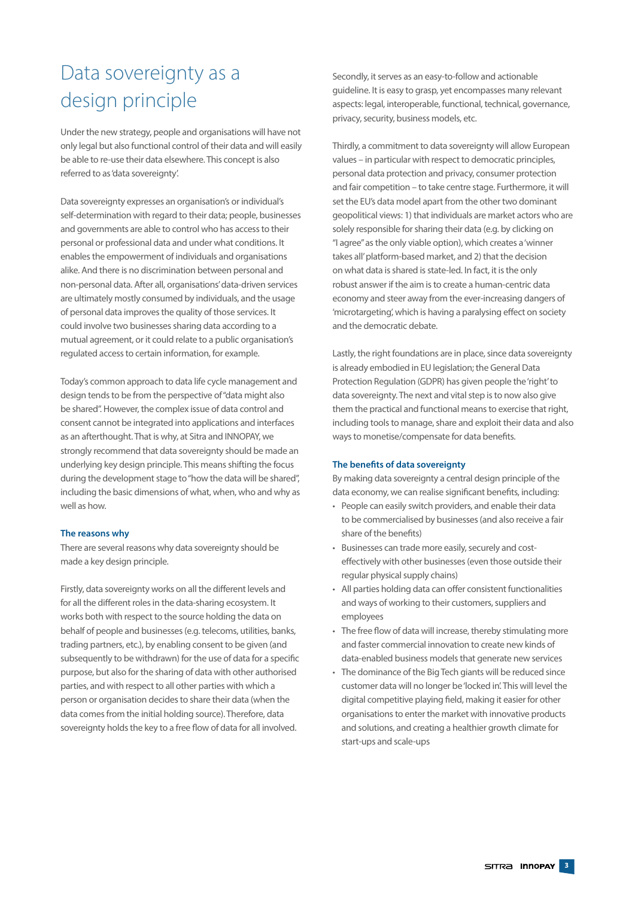# Data sovereignty as a design principle

Under the new strategy, people and organisations will have not only legal but also functional control of their data and will easily be able to re-use their data elsewhere. This concept is also referred to as 'data sovereignty'.

Data sovereignty expresses an organisation's or individual's self-determination with regard to their data; people, businesses and governments are able to control who has access to their personal or professional data and under what conditions. It enables the empowerment of individuals and organisations alike. And there is no discrimination between personal and non-personal data. After all, organisations' data-driven services are ultimately mostly consumed by individuals, and the usage of personal data improves the quality of those services. It could involve two businesses sharing data according to a mutual agreement, or it could relate to a public organisation's regulated access to certain information, for example.

Today's common approach to data life cycle management and design tends to be from the perspective of "data might also be shared". However, the complex issue of data control and consent cannot be integrated into applications and interfaces as an afterthought. That is why, at Sitra and INNOPAY, we strongly recommend that data sovereignty should be made an underlying key design principle. This means shifting the focus during the development stage to "how the data will be shared", including the basic dimensions of what, when, who and why as well as how.

### The reasons why

There are several reasons why data sovereignty should be made a key design principle.

Firstly, data sovereignty works on all the different levels and for all the different roles in the data-sharing ecosystem. It works both with respect to the source holding the data on behalf of people and businesses (e.g. telecoms, utilities, banks, trading partners, etc.), by enabling consent to be given (and subsequently to be withdrawn) for the use of data for a specific purpose, but also for the sharing of data with other authorised parties, and with respect to all other parties with which a person or organisation decides to share their data (when the data comes from the initial holding source). Therefore, data sovereignty holds the key to a free flow of data for all involved.

Secondly, it serves as an easy-to-follow and actionable guideline. It is easy to grasp, yet encompasses many relevant aspects: legal, interoperable, functional, technical, governance, privacy, security, business models, etc.

Thirdly, a commitment to data sovereignty will allow European values – in particular with respect to democratic principles, personal data protection and privacy, consumer protection and fair competition – to take centre stage. Furthermore, it will set the EU's data model apart from the other two dominant geopolitical views: 1) that individuals are market actors who are solely responsible for sharing their data (e.g. by clicking on "I agree" as the only viable option), which creates a 'winner takes all' platform-based market, and 2) that the decision on what data is shared is state-led. In fact, it is the only robust answer if the aim is to create a human-centric data economy and steer away from the ever-increasing dangers of 'microtargeting', which is having a paralysing effect on society and the democratic debate.

Lastly, the right foundations are in place, since data sovereignty is already embodied in EU legislation; the General Data Protection Regulation (GDPR) has given people the 'right' to data sovereignty. The next and vital step is to now also give them the practical and functional means to exercise that right, including tools to manage, share and exploit their data and also ways to monetise/compensate for data benefits.

### The benefits of data sovereignty

By making data sovereignty a central design principle of the data economy, we can realise significant benefits, including:

- People can easily switch providers, and enable their data to be commercialised by businesses (and also receive a fair share of the benefits)
- Businesses can trade more easily, securely and cost-effectively with other businesses (even those outside their regular physical supply chains)
- All parties holding data can offer consistent functionalities and ways of working to their customers, suppliers and employees
- The free flow of data will increase, thereby stimulating more and faster commercial innovation to create new kinds of data-enabled business models that generate new services
- The dominance of the Big Tech giants will be reduced since customer data will no longer be 'locked in'. This will level the digital competitive playing field, making it easier for other organisations to enter the market with innovative products and solutions, and creating a healthier growth climate for start-ups and scale-ups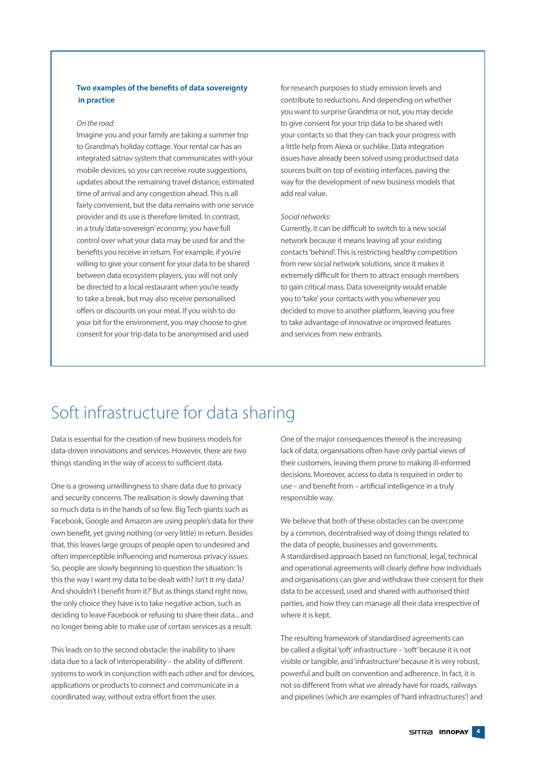**Two examples of the benefits of data sovereignty in practice**

*On the road:*
Imagine you and your family are taking a summer trip to Grandma's holiday cottage. Your rental car has an integrated satnav system that communicates with your mobile devices, so you can receive route suggestions, updates about the remaining travel distance, estimated time of arrival and any congestion ahead. This is all fairly convenient, but the data remains with one service provider and its use is therefore limited. In contrast, in a truly 'data-sovereign' economy, you have full control over what your data may be used for and the benefits you receive in return. For example, if you're willing to give your consent for your data to be shared between data ecosystem players, you will not only be directed to a local restaurant when you're ready to take a break, but may also receive personalised offers or discounts on your meal. If you wish to do your bit for the environment, you may choose to give consent for your trip data to be anonymised and used for research purposes to study emission levels and contribute to reductions. And depending on whether you want to surprise Grandma or not, you may decide to give consent for your trip data to be shared with your contacts so that they can track your progress with a little help from Alexa or suchlike. Data integration issues have already been solved using productised data sources built on top of existing interfaces, paving the way for the development of new business models that add real value.

*Social networks:*
Currently, it can be difficult to switch to a new social network because it means leaving all your existing contacts 'behind'. This is restricting healthy competition from new social network solutions, since it makes it extremely difficult for them to attract enough members to gain critical mass. Data sovereignty would enable you to 'take' your contacts with you whenever you decided to move to another platform, leaving you free to take advantage of innovative or improved features and services from new entrants.

# Soft infrastructure for data sharing

Data is essential for the creation of new business models for data-driven innovations and services. However, there are two things standing in the way of access to sufficient data.

One is a growing unwillingness to share data due to privacy and security concerns. The realisation is slowly dawning that so much data is in the hands of so few. Big Tech giants such as Facebook, Google and Amazon are using people's data for their own benefit, yet giving nothing (or very little) in return. Besides that, this leaves large groups of people open to undesired and often imperceptible influencing and numerous privacy issues. So, people are slowly beginning to question the situation: 'Is this the way I want my data to be dealt with? Isn't it my data? And shouldn't I benefit from it?' But as things stand right now, the only choice they have is to take negative action, such as deciding to leave Facebook or refusing to share their data... and no longer being able to make use of certain services as a result.

This leads on to the second obstacle: the inability to share data due to a lack of interoperability – the ability of different systems to work in conjunction with each other and for devices, applications or products to connect and communicate in a coordinated way, without extra effort from the user.

One of the major consequences thereof is the increasing lack of data; organisations often have only partial views of their customers, leaving them prone to making ill-informed decisions. Moreover, access to data is required in order to use – and benefit from – artificial intelligence in a truly responsible way.

We believe that both of these obstacles can be overcome by a common, decentralised way of doing things related to the data of people, businesses and governments. A standardised approach based on functional, legal, technical and operational agreements will clearly define how individuals and organisations can give and withdraw their consent for their data to be accessed, used and shared with authorised third parties, and how they can manage all their data irrespective of where it is kept.

The resulting framework of standardised agreements can be called a digital 'soft' infrastructure – 'soft' because it is not visible or tangible, and 'infrastructure' because it is very robust, powerful and built on convention and adherence. In fact, it is not so different from what we already have for roads, railways and pipelines (which are examples of 'hard infrastructures') and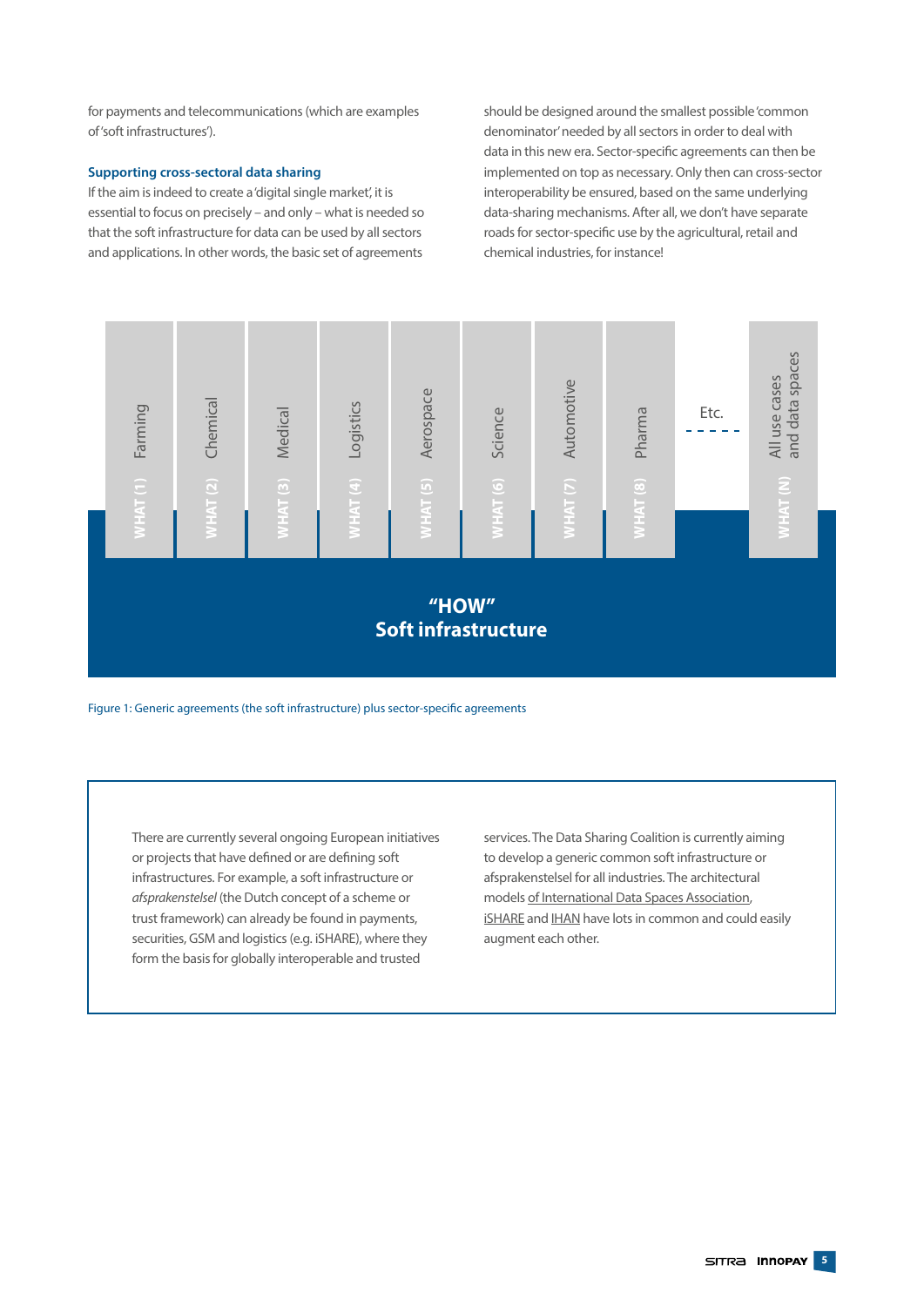for payments and telecommunications (which are examples of 'soft infrastructures').

### Supporting cross-sectoral data sharing

If the aim is indeed to create a 'digital single market', it is essential to focus on precisely – and only – what is needed so that the soft infrastructure for data can be used by all sectors and applications. In other words, the basic set of agreements should be designed around the smallest possible 'common denominator' needed by all sectors in order to deal with data in this new era. Sector-specific agreements can then be implemented on top as necessary. Only then can cross-sector interoperability be ensured, based on the same underlying data-sharing mechanisms. After all, we don't have separate roads for sector-specific use by the agricultural, retail and chemical industries, for instance!

Farming — WHAT (1)
Chemical — WHAT (2)
Medical — WHAT (3)
Logistics — WHAT (4)
Aerospace — WHAT (5)
Science — WHAT (6)
Automotive — WHAT (7)
Pharma — WHAT (8)
Etc.
All use cases and data spaces — WHAT (N)

**"HOW"**
**Soft infrastructure**

Figure 1: Generic agreements (the soft infrastructure) plus sector-specific agreements

---

There are currently several ongoing European initiatives or projects that have defined or are defining soft infrastructures. For example, a soft infrastructure or *afsprakenstelsel* (the Dutch concept of a scheme or trust framework) can already be found in payments, securities, GSM and logistics (e.g. iSHARE), where they form the basis for globally interoperable and trusted services. The Data Sharing Coalition is currently aiming to develop a generic common soft infrastructure or afsprakenstelsel for all industries. The architectural models of International Data Spaces Association, iSHARE and IHAN have lots in common and could easily augment each other.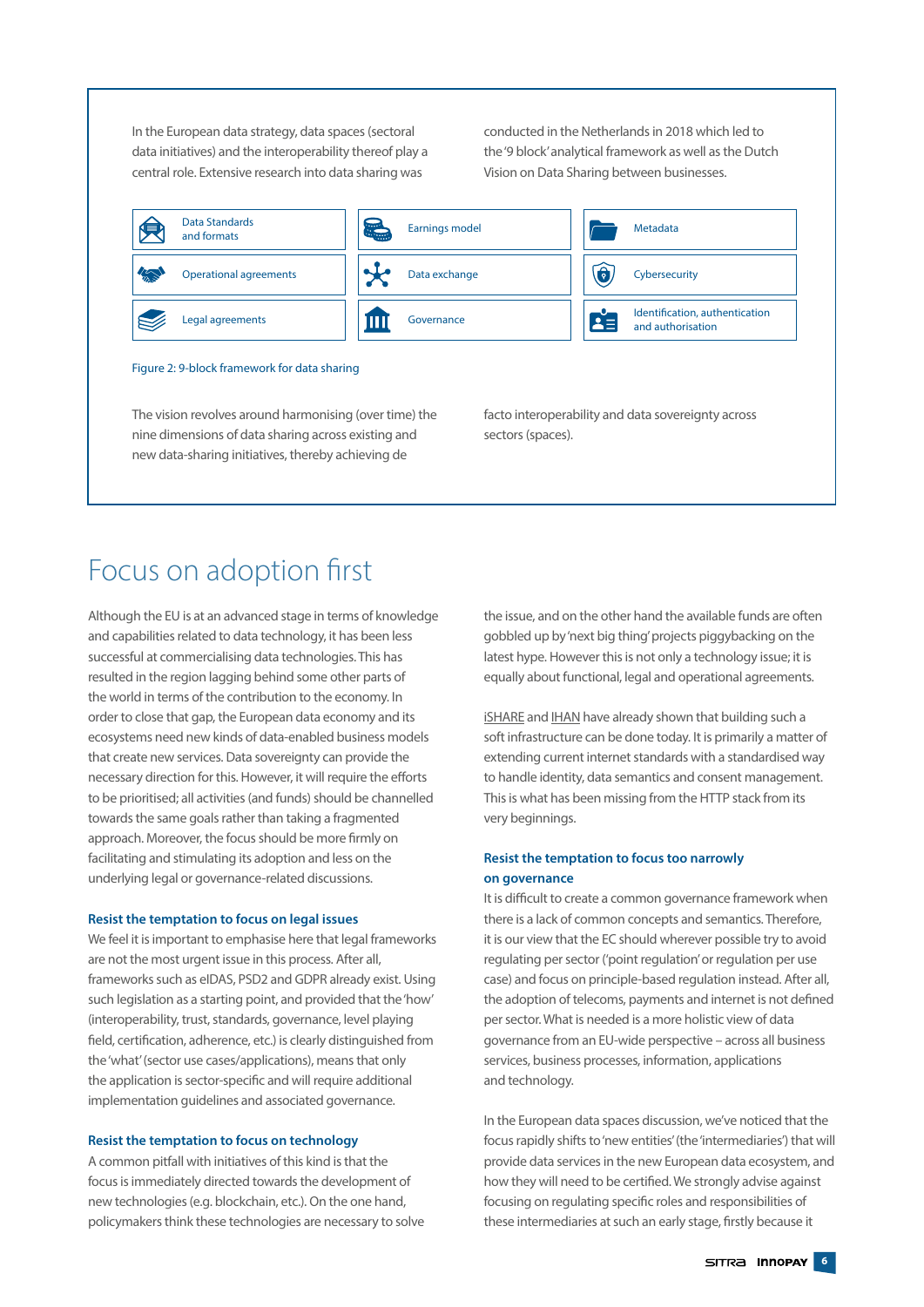In the European data strategy, data spaces (sectoral data initiatives) and the interoperability thereof play a central role. Extensive research into data sharing was conducted in the Netherlands in 2018 which led to the '9 block' analytical framework as well as the Dutch Vision on Data Sharing between businesses.

| | | |
|---|---|---|
| Data Standards and formats | Earnings model | Metadata |
| Operational agreements | Data exchange | Cybersecurity |
| Legal agreements | Governance | Identification, authentication and authorisation |

Figure 2: 9-block framework for data sharing

The vision revolves around harmonising (over time) the nine dimensions of data sharing across existing and new data-sharing initiatives, thereby achieving de facto interoperability and data sovereignty across sectors (spaces).

# Focus on adoption first

Although the EU is at an advanced stage in terms of knowledge and capabilities related to data technology, it has been less successful at commercialising data technologies. This has resulted in the region lagging behind some other parts of the world in terms of the contribution to the economy. In order to close that gap, the European data economy and its ecosystems need new kinds of data-enabled business models that create new services. Data sovereignty can provide the necessary direction for this. However, it will require the efforts to be prioritised; all activities (and funds) should be channelled towards the same goals rather than taking a fragmented approach. Moreover, the focus should be more firmly on facilitating and stimulating its adoption and less on the underlying legal or governance-related discussions.

### Resist the temptation to focus on legal issues

We feel it is important to emphasise here that legal frameworks are not the most urgent issue in this process. After all, frameworks such as eIDAS, PSD2 and GDPR already exist. Using such legislation as a starting point, and provided that the 'how' (interoperability, trust, standards, governance, level playing field, certification, adherence, etc.) is clearly distinguished from the 'what' (sector use cases/applications), means that only the application is sector-specific and will require additional implementation guidelines and associated governance.

### Resist the temptation to focus on technology

A common pitfall with initiatives of this kind is that the focus is immediately directed towards the development of new technologies (e.g. blockchain, etc.). On the one hand, policymakers think these technologies are necessary to solve the issue, and on the other hand the available funds are often gobbled up by 'next big thing' projects piggybacking on the latest hype. However this is not only a technology issue; it is equally about functional, legal and operational agreements.

iSHARE and IHAN have already shown that building such a soft infrastructure can be done today. It is primarily a matter of extending current internet standards with a standardised way to handle identity, data semantics and consent management. This is what has been missing from the HTTP stack from its very beginnings.

### Resist the temptation to focus too narrowly on governance

It is difficult to create a common governance framework when there is a lack of common concepts and semantics. Therefore, it is our view that the EC should wherever possible try to avoid regulating per sector ('point regulation' or regulation per use case) and focus on principle-based regulation instead. After all, the adoption of telecoms, payments and internet is not defined per sector. What is needed is a more holistic view of data governance from an EU-wide perspective – across all business services, business processes, information, applications and technology.

In the European data spaces discussion, we've noticed that the focus rapidly shifts to 'new entities' (the 'intermediaries') that will provide data services in the new European data ecosystem, and how they will need to be certified. We strongly advise against focusing on regulating specific roles and responsibilities of these intermediaries at such an early stage, firstly because it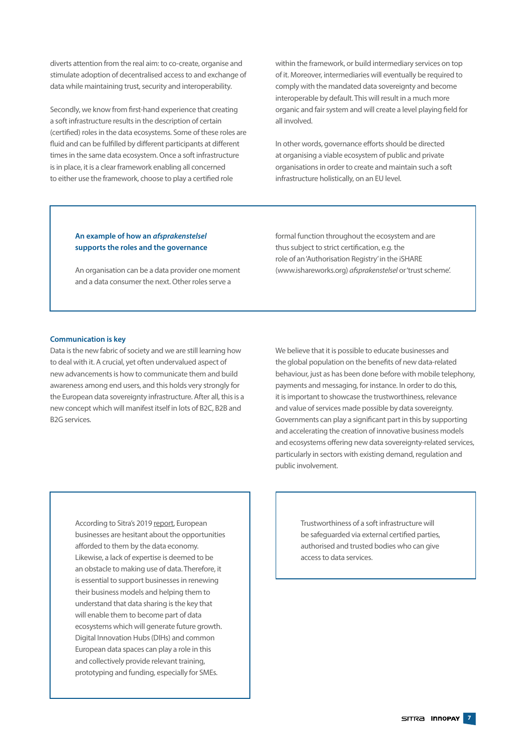diverts attention from the real aim: to co-create, organise and stimulate adoption of decentralised access to and exchange of data while maintaining trust, security and interoperability.

Secondly, we know from first-hand experience that creating a soft infrastructure results in the description of certain (certified) roles in the data ecosystems. Some of these roles are fluid and can be fulfilled by different participants at different times in the same data ecosystem. Once a soft infrastructure is in place, it is a clear framework enabling all concerned to either use the framework, choose to play a certified role within the framework, or build intermediary services on top of it. Moreover, intermediaries will eventually be required to comply with the mandated data sovereignty and become interoperable by default. This will result in a much more organic and fair system and will create a level playing field for all involved.

In other words, governance efforts should be directed at organising a viable ecosystem of public and private organisations in order to create and maintain such a soft infrastructure holistically, on an EU level.

> **An example of how an *afsprakenstelsel* supports the roles and the governance**
>
> An organisation can be a data provider one moment and a data consumer the next. Other roles serve a formal function throughout the ecosystem and are thus subject to strict certification, e.g. the role of an 'Authorisation Registry' in the iSHARE (www.ishareworks.org) *afsprakenstelsel* or 'trust scheme'.

### Communication is key

Data is the new fabric of society and we are still learning how to deal with it. A crucial, yet often undervalued aspect of new advancements is how to communicate them and build awareness among end users, and this holds very strongly for the European data sovereignty infrastructure. After all, this is a new concept which will manifest itself in lots of B2C, B2B and B2G services.

We believe that it is possible to educate businesses and the global population on the benefits of new data-related behaviour, just as has been done before with mobile telephony, payments and messaging, for instance. In order to do this, it is important to showcase the trustworthiness, relevance and value of services made possible by data sovereignty. Governments can play a significant part in this by supporting and accelerating the creation of innovative business models and ecosystems offering new data sovereignty-related services, particularly in sectors with existing demand, regulation and public involvement.

> According to Sitra's 2019 report, European businesses are hesitant about the opportunities afforded to them by the data economy. Likewise, a lack of expertise is deemed to be an obstacle to making use of data. Therefore, it is essential to support businesses in renewing their business models and helping them to understand that data sharing is the key that will enable them to become part of data ecosystems which will generate future growth. Digital Innovation Hubs (DIHs) and common European data spaces can play a role in this and collectively provide relevant training, prototyping and funding, especially for SMEs.

> Trustworthiness of a soft infrastructure will be safeguarded via external certified parties, authorised and trusted bodies who can give access to data services.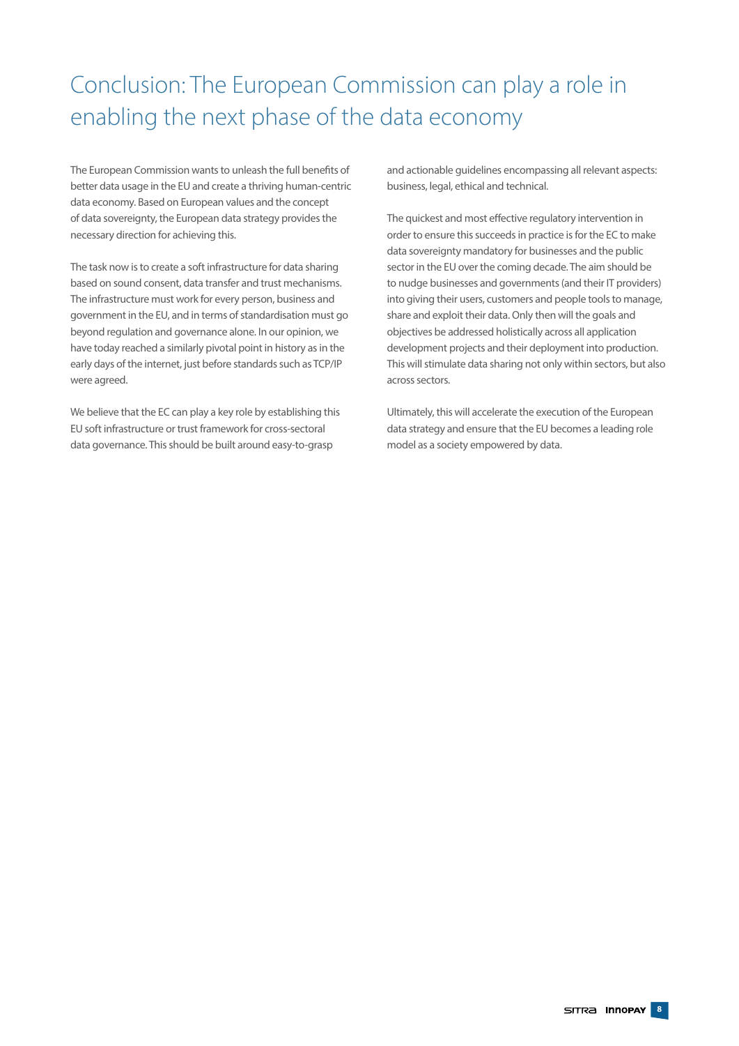# Conclusion: The European Commission can play a role in enabling the next phase of the data economy

The European Commission wants to unleash the full benefits of better data usage in the EU and create a thriving human-centric data economy. Based on European values and the concept of data sovereignty, the European data strategy provides the necessary direction for achieving this.

The task now is to create a soft infrastructure for data sharing based on sound consent, data transfer and trust mechanisms. The infrastructure must work for every person, business and government in the EU, and in terms of standardisation must go beyond regulation and governance alone. In our opinion, we have today reached a similarly pivotal point in history as in the early days of the internet, just before standards such as TCP/IP were agreed.

We believe that the EC can play a key role by establishing this EU soft infrastructure or trust framework for cross-sectoral data governance. This should be built around easy-to-grasp and actionable guidelines encompassing all relevant aspects: business, legal, ethical and technical.

The quickest and most effective regulatory intervention in order to ensure this succeeds in practice is for the EC to make data sovereignty mandatory for businesses and the public sector in the EU over the coming decade. The aim should be to nudge businesses and governments (and their IT providers) into giving their users, customers and people tools to manage, share and exploit their data. Only then will the goals and objectives be addressed holistically across all application development projects and their deployment into production. This will stimulate data sharing not only within sectors, but also across sectors.

Ultimately, this will accelerate the execution of the European data strategy and ensure that the EU becomes a leading role model as a society empowered by data.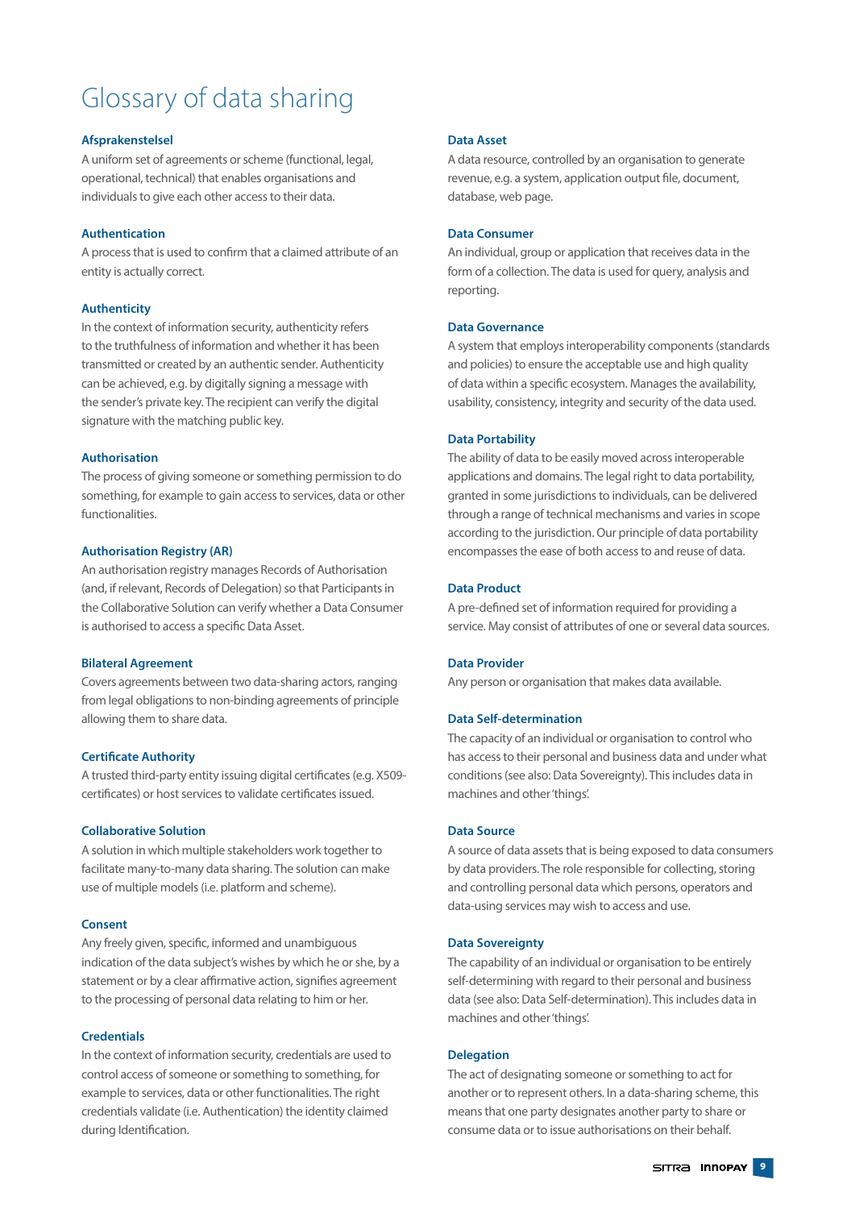# Glossary of data sharing

### Afsprakenstelsel

A uniform set of agreements or scheme (functional, legal, operational, technical) that enables organisations and individuals to give each other access to their data.

### Authentication

A process that is used to confirm that a claimed attribute of an entity is actually correct.

### Authenticity

In the context of information security, authenticity refers to the truthfulness of information and whether it has been transmitted or created by an authentic sender. Authenticity can be achieved, e.g. by digitally signing a message with the sender's private key. The recipient can verify the digital signature with the matching public key.

### Authorisation

The process of giving someone or something permission to do something, for example to gain access to services, data or other functionalities.

### Authorisation Registry (AR)

An authorisation registry manages Records of Authorisation (and, if relevant, Records of Delegation) so that Participants in the Collaborative Solution can verify whether a Data Consumer is authorised to access a specific Data Asset.

### Bilateral Agreement

Covers agreements between two data-sharing actors, ranging from legal obligations to non-binding agreements of principle allowing them to share data.

### Certificate Authority

A trusted third-party entity issuing digital certificates (e.g. X509-certificates) or host services to validate certificates issued.

### Collaborative Solution

A solution in which multiple stakeholders work together to facilitate many-to-many data sharing. The solution can make use of multiple models (i.e. platform and scheme).

### Consent

Any freely given, specific, informed and unambiguous indication of the data subject's wishes by which he or she, by a statement or by a clear affirmative action, signifies agreement to the processing of personal data relating to him or her.

### Credentials

In the context of information security, credentials are used to control access of someone or something to something, for example to services, data or other functionalities. The right credentials validate (i.e. Authentication) the identity claimed during Identification.

### Data Asset

A data resource, controlled by an organisation to generate revenue, e.g. a system, application output file, document, database, web page.

### Data Consumer

An individual, group or application that receives data in the form of a collection. The data is used for query, analysis and reporting.

### Data Governance

A system that employs interoperability components (standards and policies) to ensure the acceptable use and high quality of data within a specific ecosystem. Manages the availability, usability, consistency, integrity and security of the data used.

### Data Portability

The ability of data to be easily moved across interoperable applications and domains. The legal right to data portability, granted in some jurisdictions to individuals, can be delivered through a range of technical mechanisms and varies in scope according to the jurisdiction. Our principle of data portability encompasses the ease of both access to and reuse of data.

### Data Product

A pre-defined set of information required for providing a service. May consist of attributes of one or several data sources.

### Data Provider

Any person or organisation that makes data available.

### Data Self-determination

The capacity of an individual or organisation to control who has access to their personal and business data and under what conditions (see also: Data Sovereignty). This includes data in machines and other 'things'.

### Data Source

A source of data assets that is being exposed to data consumers by data providers. The role responsible for collecting, storing and controlling personal data which persons, operators and data-using services may wish to access and use.

### Data Sovereignty

The capability of an individual or organisation to be entirely self-determining with regard to their personal and business data (see also: Data Self-determination). This includes data in machines and other 'things'.

### Delegation

The act of designating someone or something to act for another or to represent others. In a data-sharing scheme, this means that one party designates another party to share or consume data or to issue authorisations on their behalf.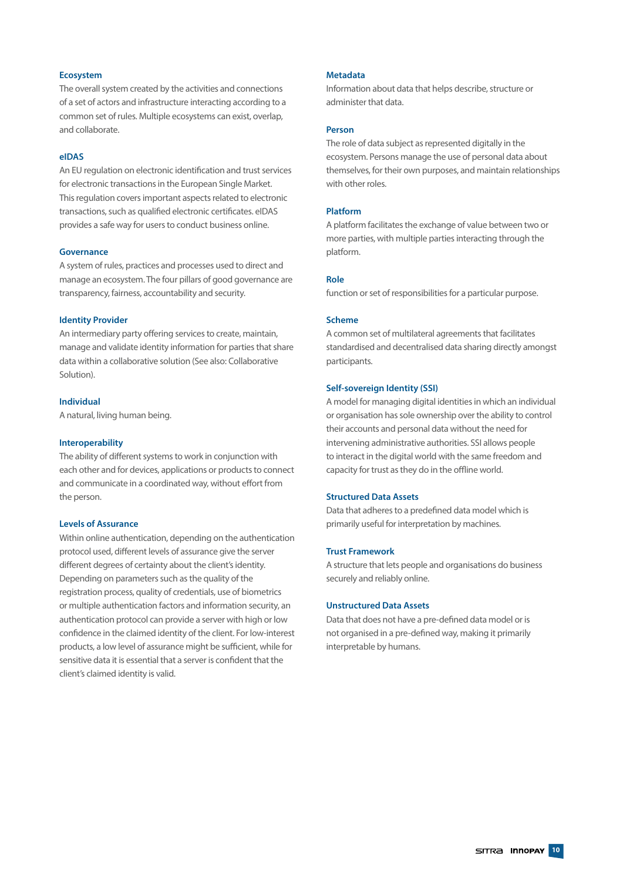**Ecosystem**
The overall system created by the activities and connections of a set of actors and infrastructure interacting according to a common set of rules. Multiple ecosystems can exist, overlap, and collaborate.

**eIDAS**
An EU regulation on electronic identification and trust services for electronic transactions in the European Single Market. This regulation covers important aspects related to electronic transactions, such as qualified electronic certificates. eIDAS provides a safe way for users to conduct business online.

**Governance**
A system of rules, practices and processes used to direct and manage an ecosystem. The four pillars of good governance are transparency, fairness, accountability and security.

**Identity Provider**
An intermediary party offering services to create, maintain, manage and validate identity information for parties that share data within a collaborative solution (See also: Collaborative Solution).

**Individual**
A natural, living human being.

**Interoperability**
The ability of different systems to work in conjunction with each other and for devices, applications or products to connect and communicate in a coordinated way, without effort from the person.

**Levels of Assurance**
Within online authentication, depending on the authentication protocol used, different levels of assurance give the server different degrees of certainty about the client's identity. Depending on parameters such as the quality of the registration process, quality of credentials, use of biometrics or multiple authentication factors and information security, an authentication protocol can provide a server with high or low confidence in the claimed identity of the client. For low-interest products, a low level of assurance might be sufficient, while for sensitive data it is essential that a server is confident that the client's claimed identity is valid.

**Metadata**
Information about data that helps describe, structure or administer that data.

**Person**
The role of data subject as represented digitally in the ecosystem. Persons manage the use of personal data about themselves, for their own purposes, and maintain relationships with other roles.

**Platform**
A platform facilitates the exchange of value between two or more parties, with multiple parties interacting through the platform.

**Role**
function or set of responsibilities for a particular purpose.

**Scheme**
A common set of multilateral agreements that facilitates standardised and decentralised data sharing directly amongst participants.

**Self-sovereign Identity (SSI)**
A model for managing digital identities in which an individual or organisation has sole ownership over the ability to control their accounts and personal data without the need for intervening administrative authorities. SSI allows people to interact in the digital world with the same freedom and capacity for trust as they do in the offline world.

**Structured Data Assets**
Data that adheres to a predefined data model which is primarily useful for interpretation by machines.

**Trust Framework**
A structure that lets people and organisations do business securely and reliably online.

**Unstructured Data Assets**
Data that does not have a pre-defined data model or is not organised in a pre-defined way, making it primarily interpretable by humans.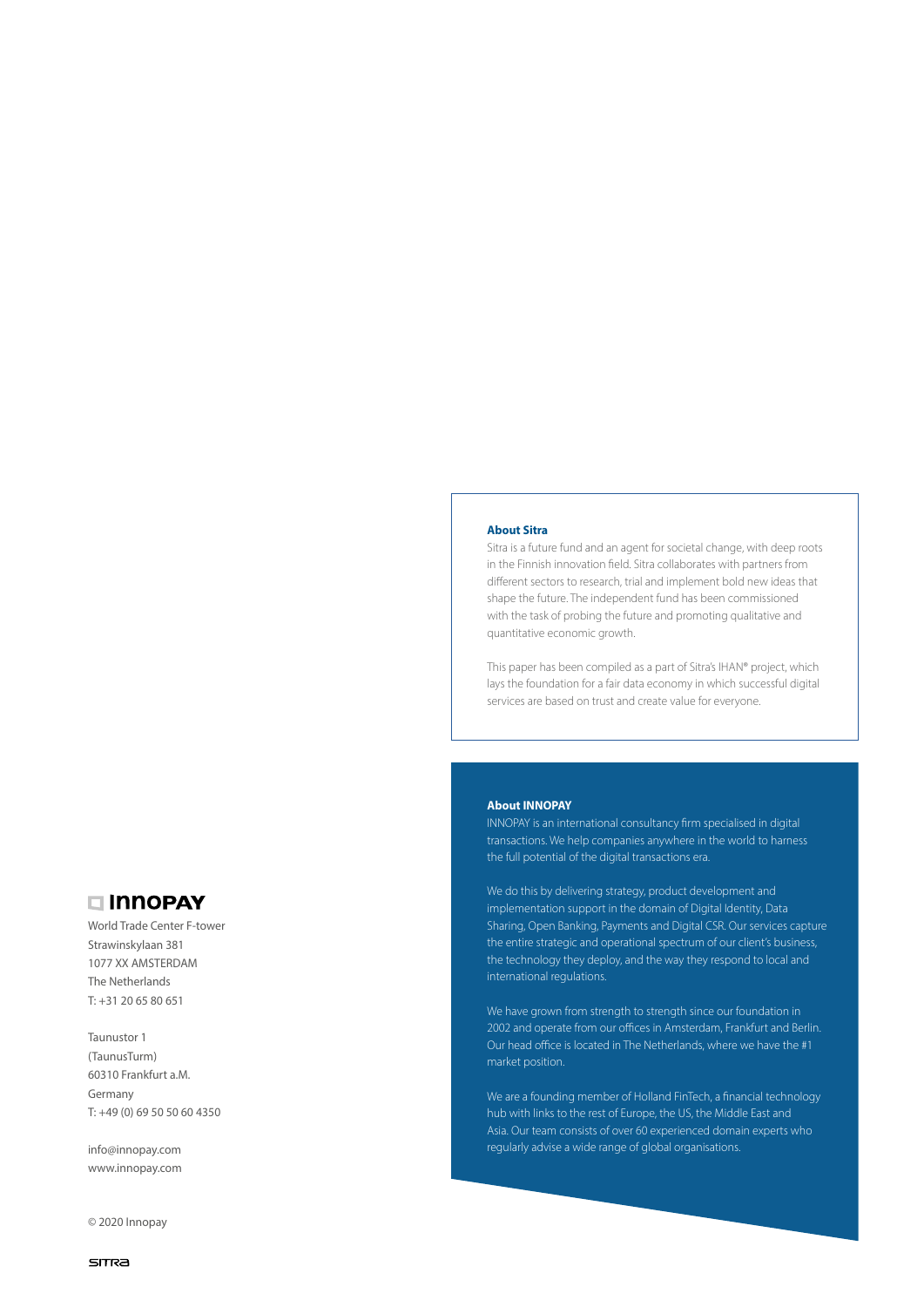### About Sitra

Sitra is a future fund and an agent for societal change, with deep roots in the Finnish innovation field. Sitra collaborates with partners from different sectors to research, trial and implement bold new ideas that shape the future. The independent fund has been commissioned with the task of probing the future and promoting qualitative and quantitative economic growth.

This paper has been compiled as a part of Sitra's IHAN® project, which lays the foundation for a fair data economy in which successful digital services are based on trust and create value for everyone.

### About INNOPAY

INNOPAY is an international consultancy firm specialised in digital transactions. We help companies anywhere in the world to harness the full potential of the digital transactions era.

We do this by delivering strategy, product development and implementation support in the domain of Digital Identity, Data Sharing, Open Banking, Payments and Digital CSR. Our services capture the entire strategic and operational spectrum of our client's business, the technology they deploy, and the way they respond to local and international regulations.

We have grown from strength to strength since our foundation in 2002 and operate from our offices in Amsterdam, Frankfurt and Berlin. Our head office is located in The Netherlands, where we have the #1 market position.

We are a founding member of Holland FinTech, a financial technology hub with links to the rest of Europe, the US, the Middle East and Asia. Our team consists of over 60 experienced domain experts who regularly advise a wide range of global organisations.

**INNOPAY**

World Trade Center F-tower
Strawinskylaan 381
1077 XX AMSTERDAM
The Netherlands
T: +31 20 65 80 651

Taunustor 1
(TaunusTurm)
60310 Frankfurt a.M.
Germany
T: +49 (0) 69 50 50 60 4350

info@innopay.com
www.innopay.com

© 2020 Innopay

SITRA